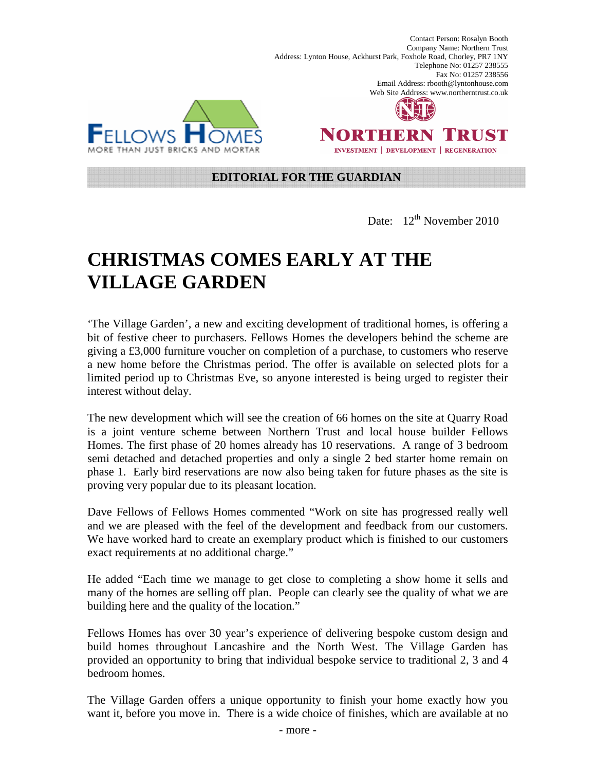Contact Person: Rosalyn Booth
Company Name: Northern Trust
Address: Lynton House, Ackhurst Park, Foxhole Road, Chorley, PR7 1NY
Telephone No: 01257 238555
Fax No: 01257 238556
Email Address: rbooth@lyntonhouse.com
Web Site Address: www.northerntrust.co.uk

FELLOWS HOMES
MORE THAN JUST BRICKS AND MORTAR

NORTHERN TRUST
INVESTMENT | DEVELOPMENT | REGENERATION

**EDITORIAL FOR THE GUARDIAN**

Date: 12th November 2010

# CHRISTMAS COMES EARLY AT THE VILLAGE GARDEN

'The Village Garden', a new and exciting development of traditional homes, is offering a bit of festive cheer to purchasers. Fellows Homes the developers behind the scheme are giving a £3,000 furniture voucher on completion of a purchase, to customers who reserve a new home before the Christmas period. The offer is available on selected plots for a limited period up to Christmas Eve, so anyone interested is being urged to register their interest without delay.

The new development which will see the creation of 66 homes on the site at Quarry Road is a joint venture scheme between Northern Trust and local house builder Fellows Homes. The first phase of 20 homes already has 10 reservations. A range of 3 bedroom semi detached and detached properties and only a single 2 bed starter home remain on phase 1. Early bird reservations are now also being taken for future phases as the site is proving very popular due to its pleasant location.

Dave Fellows of Fellows Homes commented "Work on site has progressed really well and we are pleased with the feel of the development and feedback from our customers. We have worked hard to create an exemplary product which is finished to our customers exact requirements at no additional charge."

He added "Each time we manage to get close to completing a show home it sells and many of the homes are selling off plan. People can clearly see the quality of what we are building here and the quality of the location."

Fellows Homes has over 30 year's experience of delivering bespoke custom design and build homes throughout Lancashire and the North West. The Village Garden has provided an opportunity to bring that individual bespoke service to traditional 2, 3 and 4 bedroom homes.

The Village Garden offers a unique opportunity to finish your home exactly how you want it, before you move in. There is a wide choice of finishes, which are available at no

- more -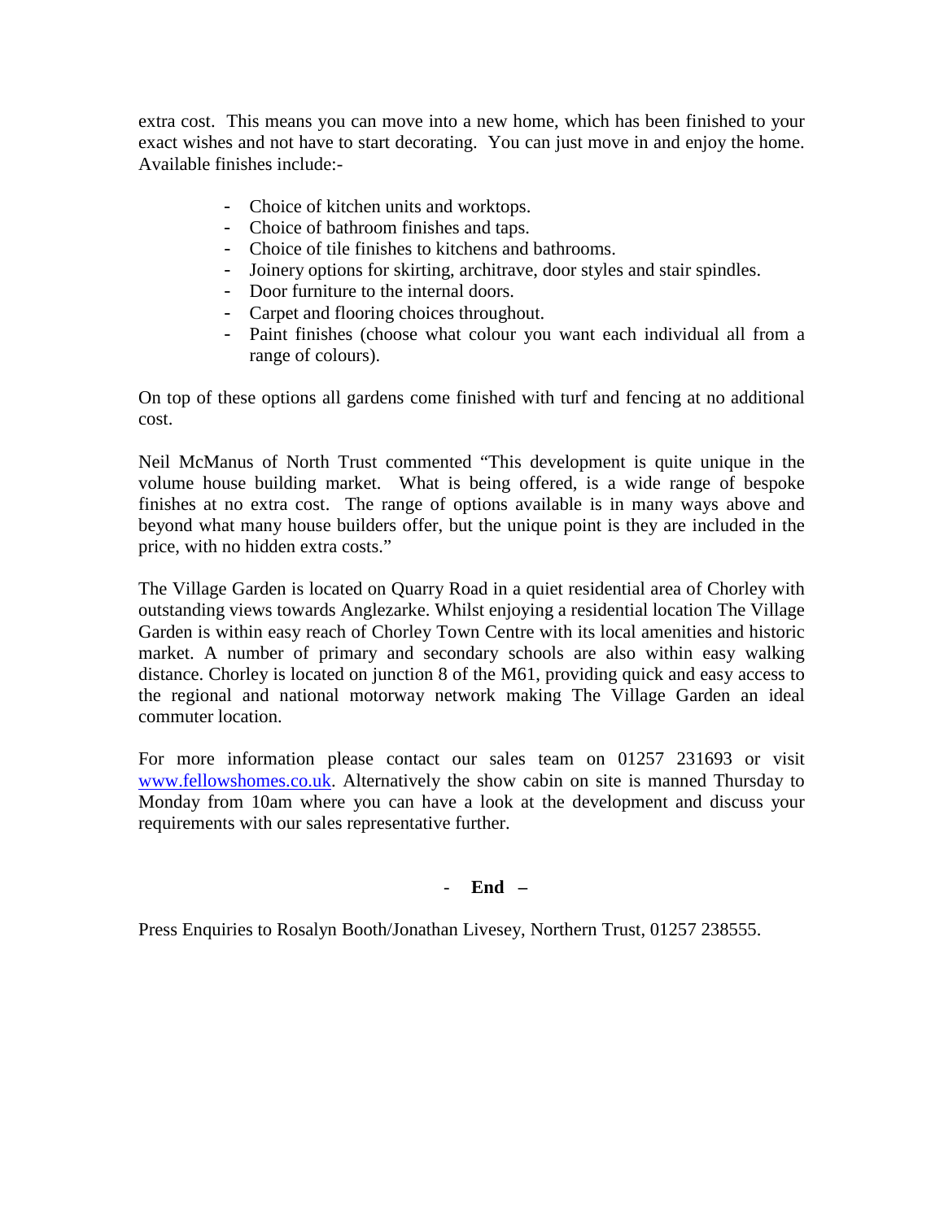extra cost. This means you can move into a new home, which has been finished to your exact wishes and not have to start decorating. You can just move in and enjoy the home. Available finishes include:-

- Choice of kitchen units and worktops.
- Choice of bathroom finishes and taps.
- Choice of tile finishes to kitchens and bathrooms.
- Joinery options for skirting, architrave, door styles and stair spindles.
- Door furniture to the internal doors.
- Carpet and flooring choices throughout.
- Paint finishes (choose what colour you want each individual all from a range of colours).

On top of these options all gardens come finished with turf and fencing at no additional cost.

Neil McManus of North Trust commented "This development is quite unique in the volume house building market. What is being offered, is a wide range of bespoke finishes at no extra cost. The range of options available is in many ways above and beyond what many house builders offer, but the unique point is they are included in the price, with no hidden extra costs."

The Village Garden is located on Quarry Road in a quiet residential area of Chorley with outstanding views towards Anglezarke. Whilst enjoying a residential location The Village Garden is within easy reach of Chorley Town Centre with its local amenities and historic market. A number of primary and secondary schools are also within easy walking distance. Chorley is located on junction 8 of the M61, providing quick and easy access to the regional and national motorway network making The Village Garden an ideal commuter location.

For more information please contact our sales team on 01257 231693 or visit [www.fellowshomes.co.uk](http://www.fellowshomes.co.uk). Alternatively the show cabin on site is manned Thursday to Monday from 10am where you can have a look at the development and discuss your requirements with our sales representative further.

- **End –**

Press Enquiries to Rosalyn Booth/Jonathan Livesey, Northern Trust, 01257 238555.